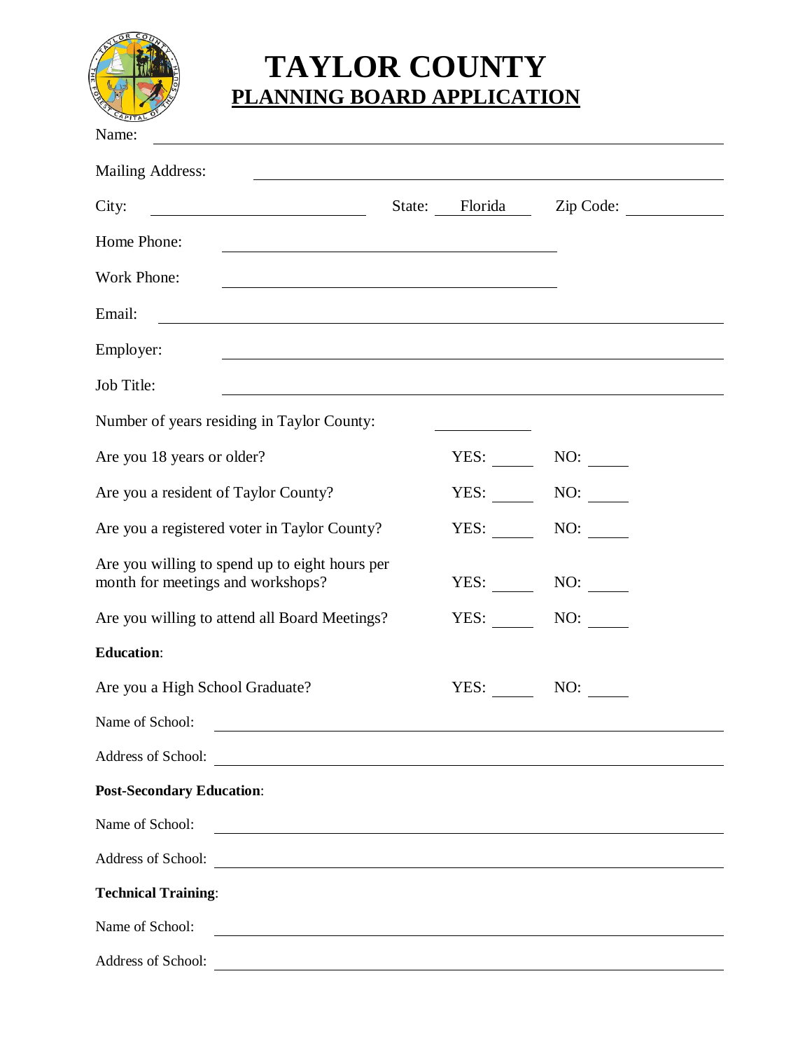# TAYLOR COUNTY

## PLANNING BOARD APPLICATION

Name: ______________________________________________

Mailing Address: ______________________________________________

City: ____________________ State: Florida Zip Code: __________

Home Phone: ______________________________

Work Phone: ______________________________

Email: ______________________________________________

Employer: ______________________________________________

Job Title: ______________________________________________

Number of years residing in Taylor County: __________

Are you 18 years or older? YES: _____ NO: _____

Are you a resident of Taylor County? YES: _____ NO: _____

Are you a registered voter in Taylor County? YES: _____ NO: _____

Are you willing to spend up to eight hours per month for meetings and workshops? YES: _____ NO: _____

Are you willing to attend all Board Meetings? YES: _____ NO: _____

**Education**:

Are you a High School Graduate? YES: _____ NO: _____

Name of School: ______________________________________________

Address of School: ______________________________________________

**Post-Secondary Education**:

Name of School: ______________________________________________

Address of School: ______________________________________________

**Technical Training**:

Name of School: ______________________________________________

Address of School: ______________________________________________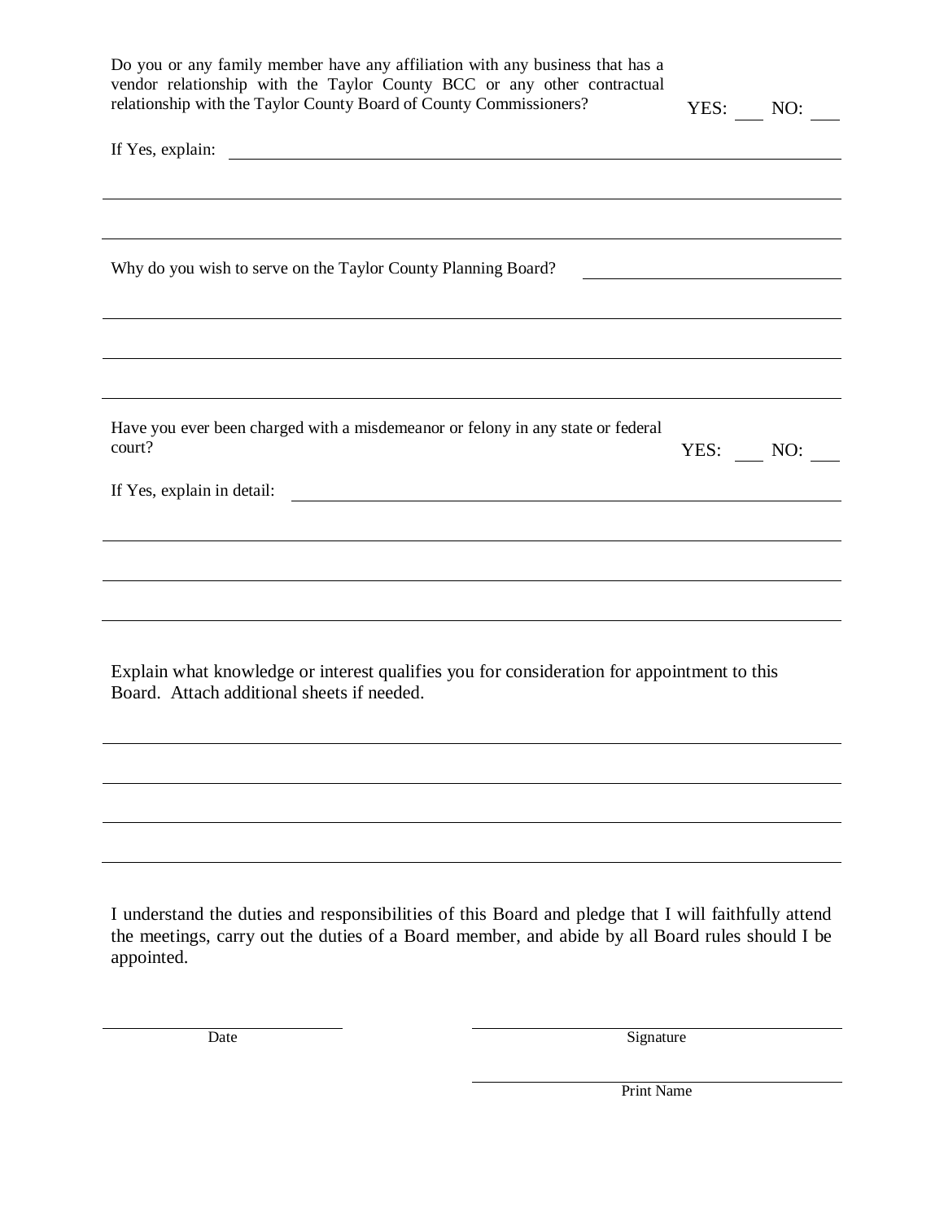Do you or any family member have any affiliation with any business that has a vendor relationship with the Taylor County BCC or any other contractual relationship with the Taylor County Board of County Commissioners? YES: ___ NO: ___

If Yes, explain: ______________________________________________

______________________________________________

______________________________________________

Why do you wish to serve on the Taylor County Planning Board? ______________________

______________________________________________

______________________________________________

______________________________________________

Have you ever been charged with a misdemeanor or felony in any state or federal court? YES: ___ NO: ___

If Yes, explain in detail: ______________________________________________

______________________________________________

______________________________________________

______________________________________________

Explain what knowledge or interest qualifies you for consideration for appointment to this Board. Attach additional sheets if needed.

______________________________________________

______________________________________________

______________________________________________

______________________________________________

I understand the duties and responsibilities of this Board and pledge that I will faithfully attend the meetings, carry out the duties of a Board member, and abide by all Board rules should I be appointed.

______________________ Date

______________________ Signature

______________________ Print Name